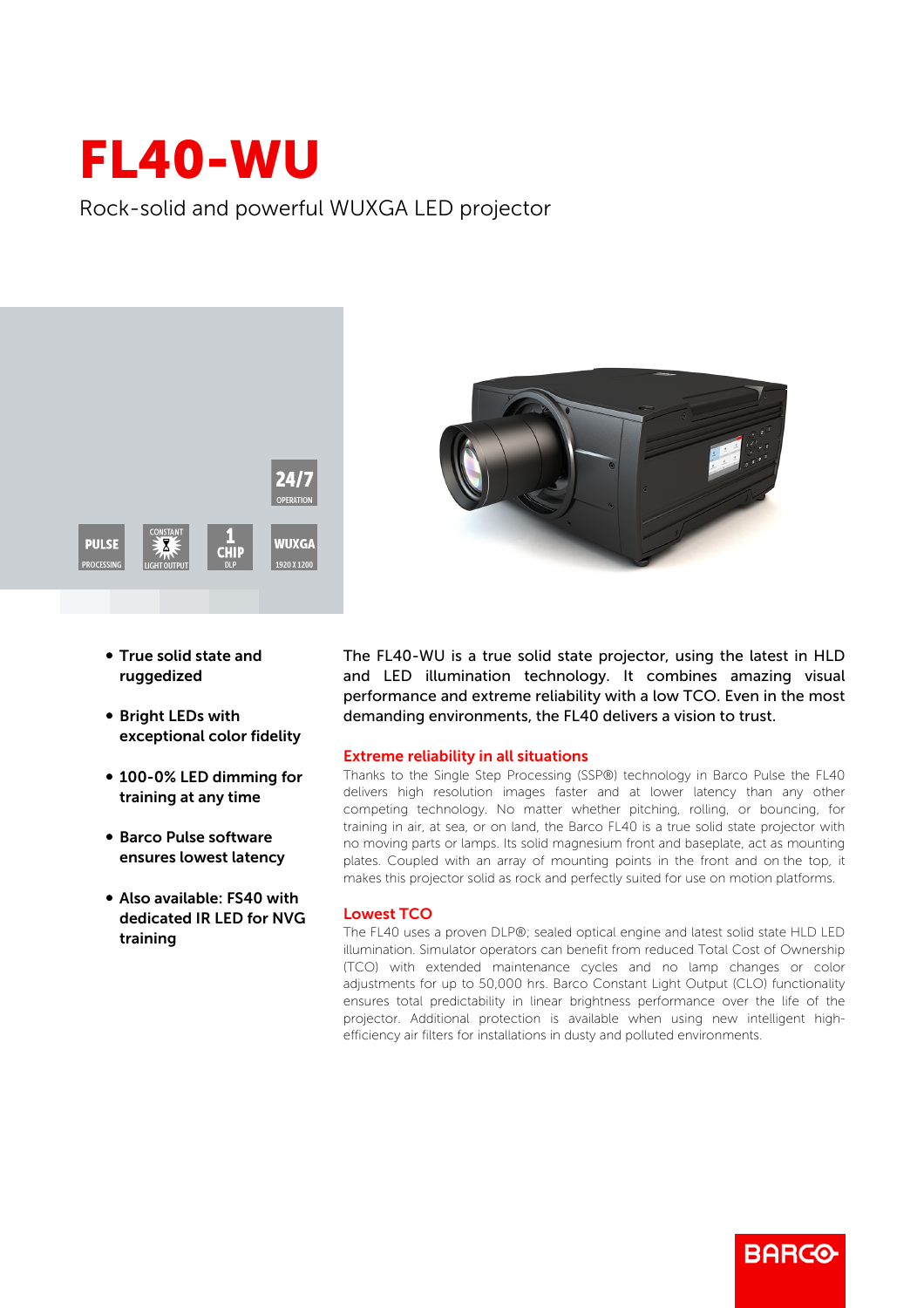# FL40-WU

Rock-solid and powerful WUXGA LED projector

24/7 OPERATION

PULSE PROCESSING | CONSTANT LIGHT OUTPUT | 1 CHIP DLP | WUXGA 1920 X 1200

- **True solid state and ruggedized**
- **Bright LEDs with exceptional color fidelity**
- **100-0% LED dimming for training at any time**
- **Barco Pulse software ensures lowest latency**
- **Also available: FS40 with dedicated IR LED for NVG training**

The FL40-WU is a true solid state projector, using the latest in HLD and LED illumination technology. It combines amazing visual performance and extreme reliability with a low TCO. Even in the most demanding environments, the FL40 delivers a vision to trust.

## Extreme reliability in all situations

Thanks to the Single Step Processing (SSP®) technology in Barco Pulse the FL40 delivers high resolution images faster and at lower latency than any other competing technology. No matter whether pitching, rolling, or bouncing, for training in air, at sea, or on land, the Barco FL40 is a true solid state projector with no moving parts or lamps. Its solid magnesium front and baseplate, act as mounting plates. Coupled with an array of mounting points in the front and on the top, it makes this projector solid as rock and perfectly suited for use on motion platforms.

## Lowest TCO

The FL40 uses a proven DLP®; sealed optical engine and latest solid state HLD LED illumination. Simulator operators can benefit from reduced Total Cost of Ownership (TCO) with extended maintenance cycles and no lamp changes or color adjustments for up to 50,000 hrs. Barco Constant Light Output (CLO) functionality ensures total predictability in linear brightness performance over the life of the projector. Additional protection is available when using new intelligent high-efficiency air filters for installations in dusty and polluted environments.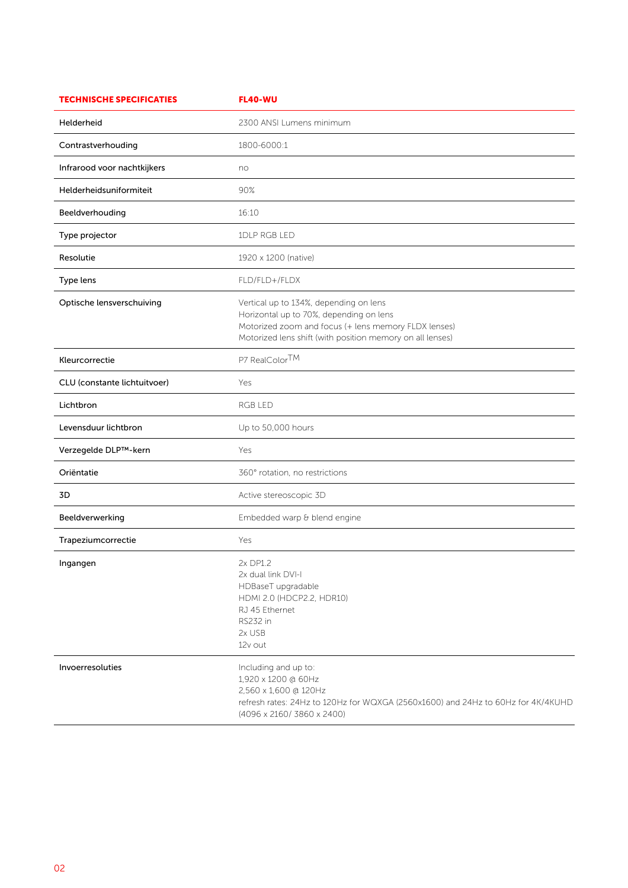| TECHNISCHE SPECIFICATIES | FL40-WU |
|---|---|
| Helderheid | 2300 ANSI Lumens minimum |
| Contrastverhouding | 1800-6000:1 |
| Infrarood voor nachtkijkers | no |
| Helderheidsuniformiteit | 90% |
| Beeldverhouding | 16:10 |
| Type projector | 1DLP RGB LED |
| Resolutie | 1920 x 1200 (native) |
| Type lens | FLD/FLD+/FLDX |
| Optische lensverschuiving | Vertical up to 134%, depending on lens<br>Horizontal up to 70%, depending on lens<br>Motorized zoom and focus (+ lens memory FLDX lenses)<br>Motorized lens shift (with position memory on all lenses) |
| Kleurcorrectie | P7 RealColor™ |
| CLU (constante lichtuitvoer) | Yes |
| Lichtbron | RGB LED |
| Levensduur lichtbron | Up to 50,000 hours |
| Verzegelde DLP™-kern | Yes |
| Oriëntatie | 360° rotation, no restrictions |
| 3D | Active stereoscopic 3D |
| Beeldverwerking | Embedded warp & blend engine |
| Trapeziumcorrectie | Yes |
| Ingangen | 2x DP1.2<br>2x dual link DVI-I<br>HDBaseT upgradable<br>HDMI 2.0 (HDCP2.2, HDR10)<br>RJ 45 Ethernet<br>RS232 in<br>2x USB<br>12v out |
| Invoerresoluties | Including and up to:<br>1,920 x 1200 @ 60Hz<br>2,560 x 1,600 @ 120Hz<br>refresh rates: 24Hz to 120Hz for WQXGA (2560x1600) and 24Hz to 60Hz for 4K/4KUHD (4096 x 2160/ 3860 x 2400) |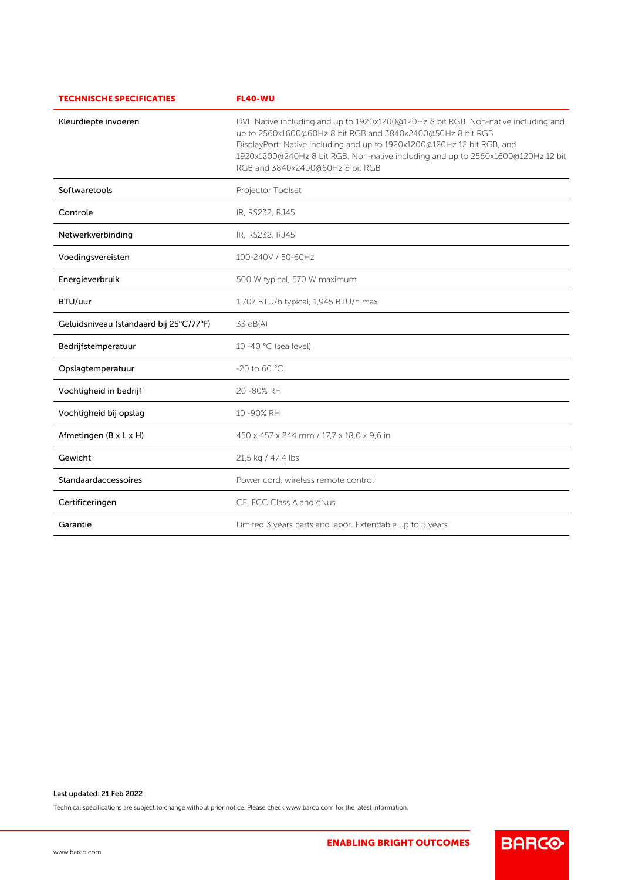| TECHNISCHE SPECIFICATIES | FL40-WU |
|---|---|
| Kleurdiepte invoeren | DVI: Native including and up to 1920x1200@120Hz 8 bit RGB. Non-native including and up to 2560x1600@60Hz 8 bit RGB and 3840x2400@50Hz 8 bit RGB<br>DisplayPort: Native including and up to 1920x1200@120Hz 12 bit RGB, and 1920x1200@240Hz 8 bit RGB. Non-native including and up to 2560x1600@120Hz 12 bit RGB and 3840x2400@60Hz 8 bit RGB |
| Softwaretools | Projector Toolset |
| Controle | IR, RS232, RJ45 |
| Netwerkverbinding | IR, RS232, RJ45 |
| Voedingsvereisten | 100-240V / 50-60Hz |
| Energieverbruik | 500 W typical, 570 W maximum |
| BTU/uur | 1,707 BTU/h typical, 1,945 BTU/h max |
| Geluidsniveau (standaard bij 25°C/77°F) | 33 dB(A) |
| Bedrijfstemperatuur | 10 -40 °C (sea level) |
| Opslagtemperatuur | -20 to 60 °C |
| Vochtigheid in bedrijf | 20 -80% RH |
| Vochtigheid bij opslag | 10 -90% RH |
| Afmetingen (B x L x H) | 450 x 457 x 244 mm / 17,7 x 18,0 x 9,6 in |
| Gewicht | 21,5 kg / 47,4 lbs |
| Standaardaccessoires | Power cord, wireless remote control |
| Certificeringen | CE, FCC Class A and cNus |
| Garantie | Limited 3 years parts and labor. Extendable up to 5 years |

**Last updated: 21 Feb 2022**

Technical specifications are subject to change without prior notice. Please check www.barco.com for the latest information.